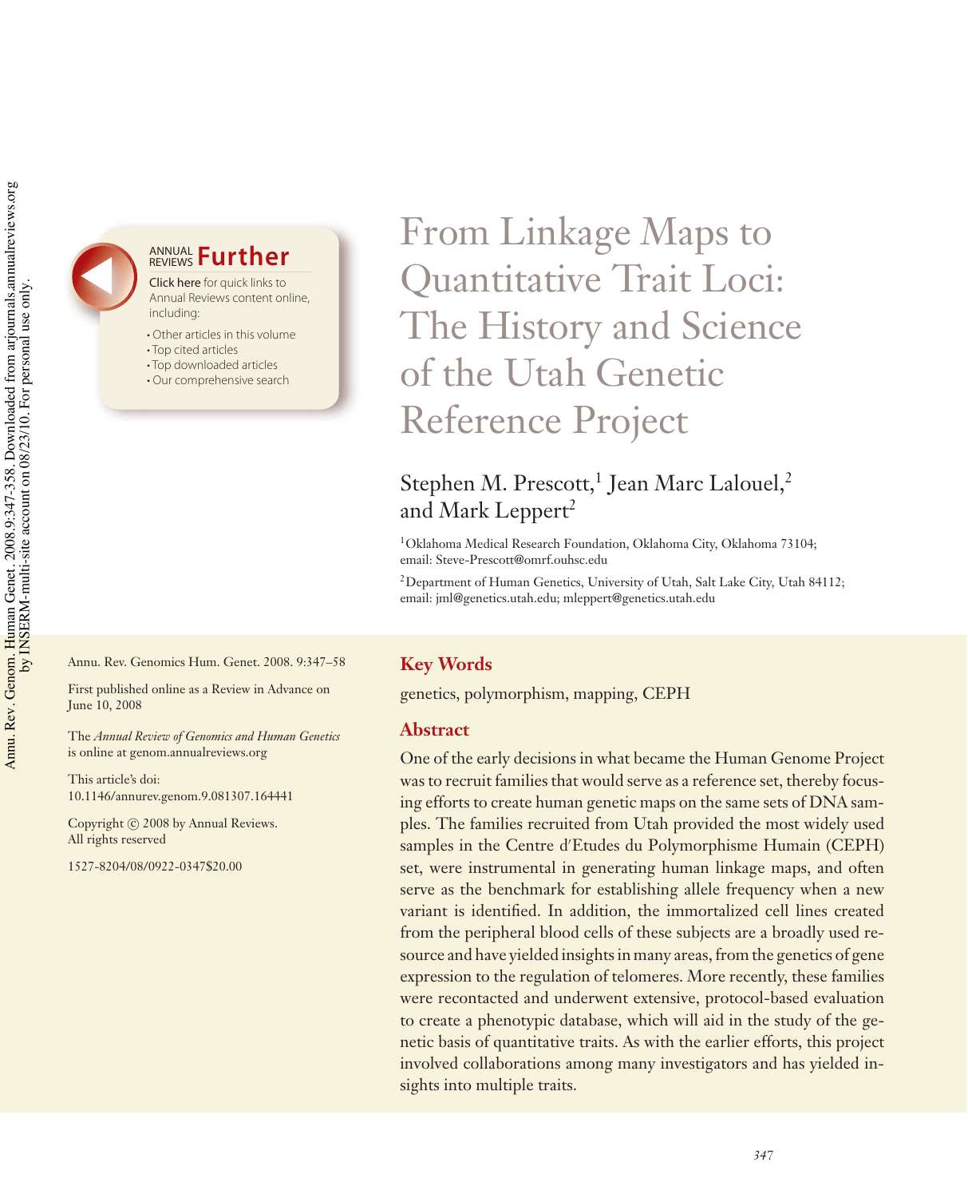# From Linkage Maps to Quantitative Trait Loci: The History and Science of the Utah Genetic Reference Project

Stephen M. Prescott,[1] Jean Marc Lalouel,[2] and Mark Leppert[2]

[1]Oklahoma Medical Research Foundation, Oklahoma City, Oklahoma 73104; email: Steve-Prescott@omrf.ouhsc.edu

[2]Department of Human Genetics, University of Utah, Salt Lake City, Utah 84112; email: jml@genetics.utah.edu; mleppert@genetics.utah.edu

Annu. Rev. Genomics Hum. Genet. 2008. 9:347–58

First published online as a Review in Advance on June 10, 2008

The *Annual Review of Genomics and Human Genetics* is online at genom.annualreviews.org

This article's doi: 10.1146/annurev.genom.9.081307.164441

Copyright © 2008 by Annual Reviews. All rights reserved

1527-8204/08/0922-0347$20.00

## Key Words

genetics, polymorphism, mapping, CEPH

## Abstract

One of the early decisions in what became the Human Genome Project was to recruit families that would serve as a reference set, thereby focusing efforts to create human genetic maps on the same sets of DNA samples. The families recruited from Utah provided the most widely used samples in the Centre d'Etudes du Polymorphisme Humain (CEPH) set, were instrumental in generating human linkage maps, and often serve as the benchmark for establishing allele frequency when a new variant is identified. In addition, the immortalized cell lines created from the peripheral blood cells of these subjects are a broadly used resource and have yielded insights in many areas, from the genetics of gene expression to the regulation of telomeres. More recently, these families were recontacted and underwent extensive, protocol-based evaluation to create a phenotypic database, which will aid in the study of the genetic basis of quantitative traits. As with the earlier efforts, this project involved collaborations among many investigators and has yielded insights into multiple traits.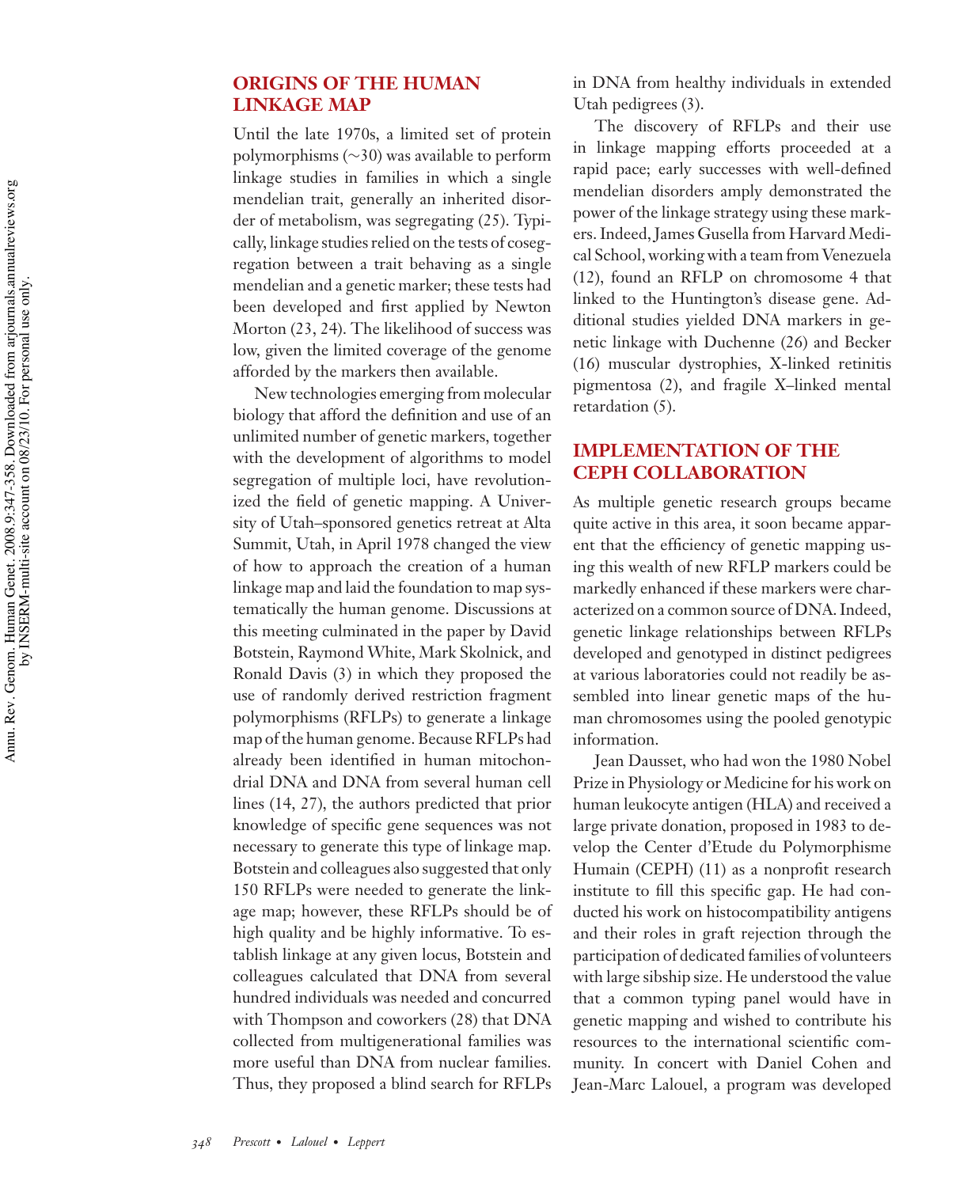## ORIGINS OF THE HUMAN LINKAGE MAP

Until the late 1970s, a limited set of protein polymorphisms (~30) was available to perform linkage studies in families in which a single mendelian trait, generally an inherited disorder of metabolism, was segregating (25). Typically, linkage studies relied on the tests of cosegregation between a trait behaving as a single mendelian and a genetic marker; these tests had been developed and first applied by Newton Morton (23, 24). The likelihood of success was low, given the limited coverage of the genome afforded by the markers then available.

New technologies emerging from molecular biology that afford the definition and use of an unlimited number of genetic markers, together with the development of algorithms to model segregation of multiple loci, have revolutionized the field of genetic mapping. A University of Utah–sponsored genetics retreat at Alta Summit, Utah, in April 1978 changed the view of how to approach the creation of a human linkage map and laid the foundation to map systematically the human genome. Discussions at this meeting culminated in the paper by David Botstein, Raymond White, Mark Skolnick, and Ronald Davis (3) in which they proposed the use of randomly derived restriction fragment polymorphisms (RFLPs) to generate a linkage map of the human genome. Because RFLPs had already been identified in human mitochondrial DNA and DNA from several human cell lines (14, 27), the authors predicted that prior knowledge of specific gene sequences was not necessary to generate this type of linkage map. Botstein and colleagues also suggested that only 150 RFLPs were needed to generate the linkage map; however, these RFLPs should be of high quality and be highly informative. To establish linkage at any given locus, Botstein and colleagues calculated that DNA from several hundred individuals was needed and concurred with Thompson and coworkers (28) that DNA collected from multigenerational families was more useful than DNA from nuclear families. Thus, they proposed a blind search for RFLPs in DNA from healthy individuals in extended Utah pedigrees (3).

The discovery of RFLPs and their use in linkage mapping efforts proceeded at a rapid pace; early successes with well-defined mendelian disorders amply demonstrated the power of the linkage strategy using these markers. Indeed, James Gusella from Harvard Medical School, working with a team from Venezuela (12), found an RFLP on chromosome 4 that linked to the Huntington's disease gene. Additional studies yielded DNA markers in genetic linkage with Duchenne (26) and Becker (16) muscular dystrophies, X-linked retinitis pigmentosa (2), and fragile X–linked mental retardation (5).

## IMPLEMENTATION OF THE CEPH COLLABORATION

As multiple genetic research groups became quite active in this area, it soon became apparent that the efficiency of genetic mapping using this wealth of new RFLP markers could be markedly enhanced if these markers were characterized on a common source of DNA. Indeed, genetic linkage relationships between RFLPs developed and genotyped in distinct pedigrees at various laboratories could not readily be assembled into linear genetic maps of the human chromosomes using the pooled genotypic information.

Jean Dausset, who had won the 1980 Nobel Prize in Physiology or Medicine for his work on human leukocyte antigen (HLA) and received a large private donation, proposed in 1983 to develop the Center d'Etude du Polymorphisme Humain (CEPH) (11) as a nonprofit research institute to fill this specific gap. He had conducted his work on histocompatibility antigens and their roles in graft rejection through the participation of dedicated families of volunteers with large sibship size. He understood the value that a common typing panel would have in genetic mapping and wished to contribute his resources to the international scientific community. In concert with Daniel Cohen and Jean-Marc Lalouel, a program was developed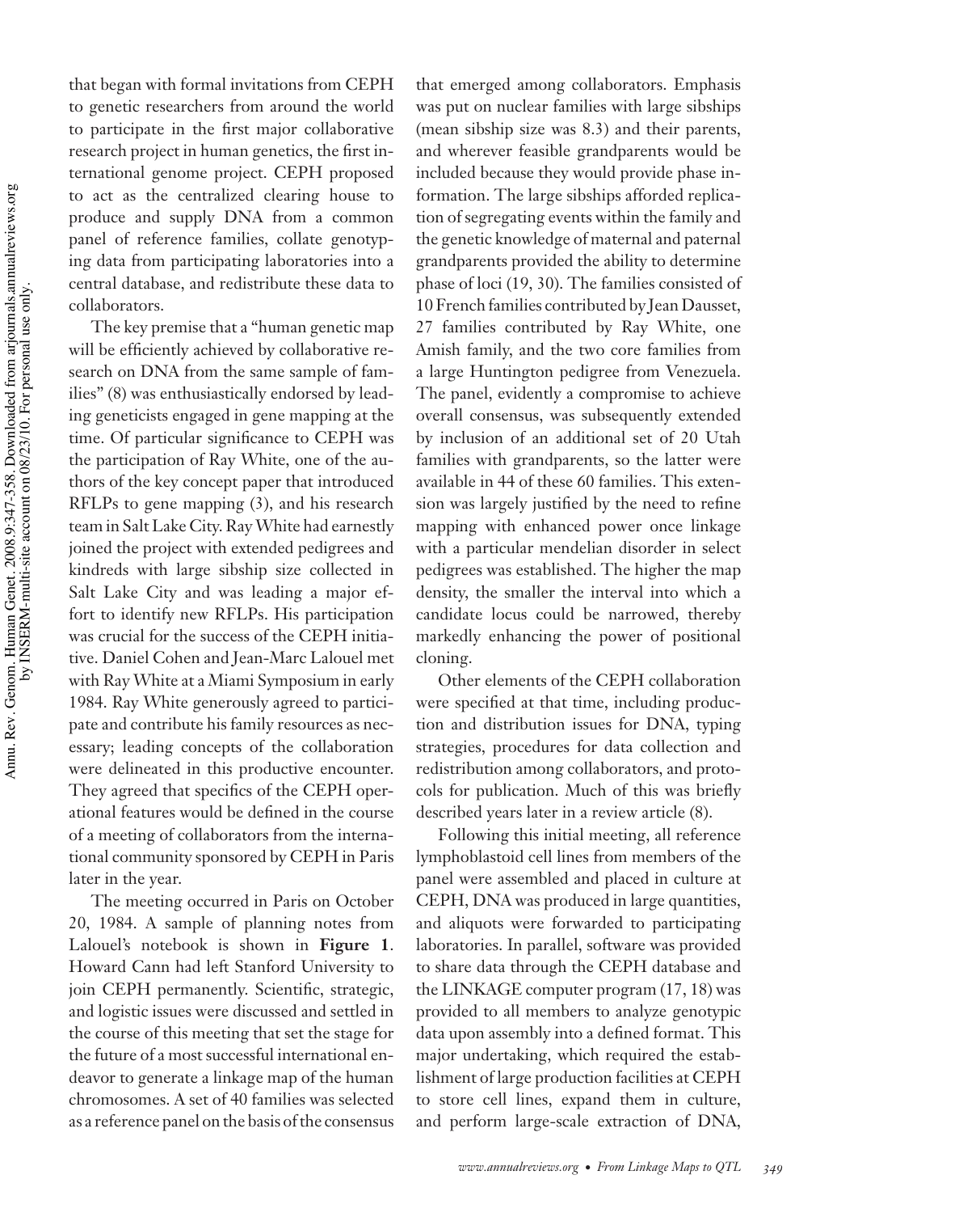that began with formal invitations from CEPH to genetic researchers from around the world to participate in the first major collaborative research project in human genetics, the first international genome project. CEPH proposed to act as the centralized clearing house to produce and supply DNA from a common panel of reference families, collate genotyping data from participating laboratories into a central database, and redistribute these data to collaborators.

The key premise that a "human genetic map will be efficiently achieved by collaborative research on DNA from the same sample of families" (8) was enthusiastically endorsed by leading geneticists engaged in gene mapping at the time. Of particular significance to CEPH was the participation of Ray White, one of the authors of the key concept paper that introduced RFLPs to gene mapping (3), and his research team in Salt Lake City. Ray White had earnestly joined the project with extended pedigrees and kindreds with large sibship size collected in Salt Lake City and was leading a major effort to identify new RFLPs. His participation was crucial for the success of the CEPH initiative. Daniel Cohen and Jean-Marc Lalouel met with Ray White at a Miami Symposium in early 1984. Ray White generously agreed to participate and contribute his family resources as necessary; leading concepts of the collaboration were delineated in this productive encounter. They agreed that specifics of the CEPH operational features would be defined in the course of a meeting of collaborators from the international community sponsored by CEPH in Paris later in the year.

The meeting occurred in Paris on October 20, 1984. A sample of planning notes from Lalouel's notebook is shown in **Figure 1**. Howard Cann had left Stanford University to join CEPH permanently. Scientific, strategic, and logistic issues were discussed and settled in the course of this meeting that set the stage for the future of a most successful international endeavor to generate a linkage map of the human chromosomes. A set of 40 families was selected as a reference panel on the basis of the consensus that emerged among collaborators. Emphasis was put on nuclear families with large sibships (mean sibship size was 8.3) and their parents, and wherever feasible grandparents would be included because they would provide phase information. The large sibships afforded replication of segregating events within the family and the genetic knowledge of maternal and paternal grandparents provided the ability to determine phase of loci (19, 30). The families consisted of 10 French families contributed by Jean Dausset, 27 families contributed by Ray White, one Amish family, and the two core families from a large Huntington pedigree from Venezuela. The panel, evidently a compromise to achieve overall consensus, was subsequently extended by inclusion of an additional set of 20 Utah families with grandparents, so the latter were available in 44 of these 60 families. This extension was largely justified by the need to refine mapping with enhanced power once linkage with a particular mendelian disorder in select pedigrees was established. The higher the map density, the smaller the interval into which a candidate locus could be narrowed, thereby markedly enhancing the power of positional cloning.

Other elements of the CEPH collaboration were specified at that time, including production and distribution issues for DNA, typing strategies, procedures for data collection and redistribution among collaborators, and protocols for publication. Much of this was briefly described years later in a review article (8).

Following this initial meeting, all reference lymphoblastoid cell lines from members of the panel were assembled and placed in culture at CEPH, DNA was produced in large quantities, and aliquots were forwarded to participating laboratories. In parallel, software was provided to share data through the CEPH database and the LINKAGE computer program (17, 18) was provided to all members to analyze genotypic data upon assembly into a defined format. This major undertaking, which required the establishment of large production facilities at CEPH to store cell lines, expand them in culture, and perform large-scale extraction of DNA,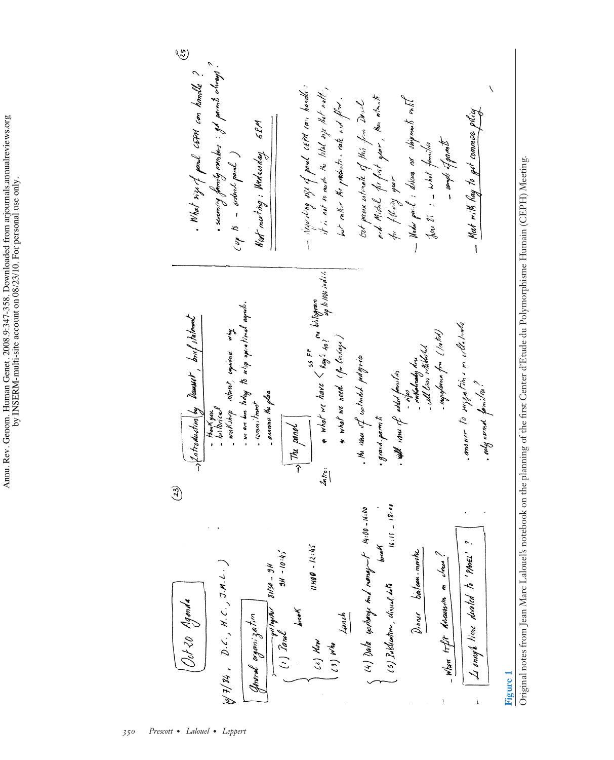**Figure 1**

Original notes from Jean Marc Lalouel's notebook on the planning of the first Center d'Etude du Polymorphisme Humain (CEPH) Meeting.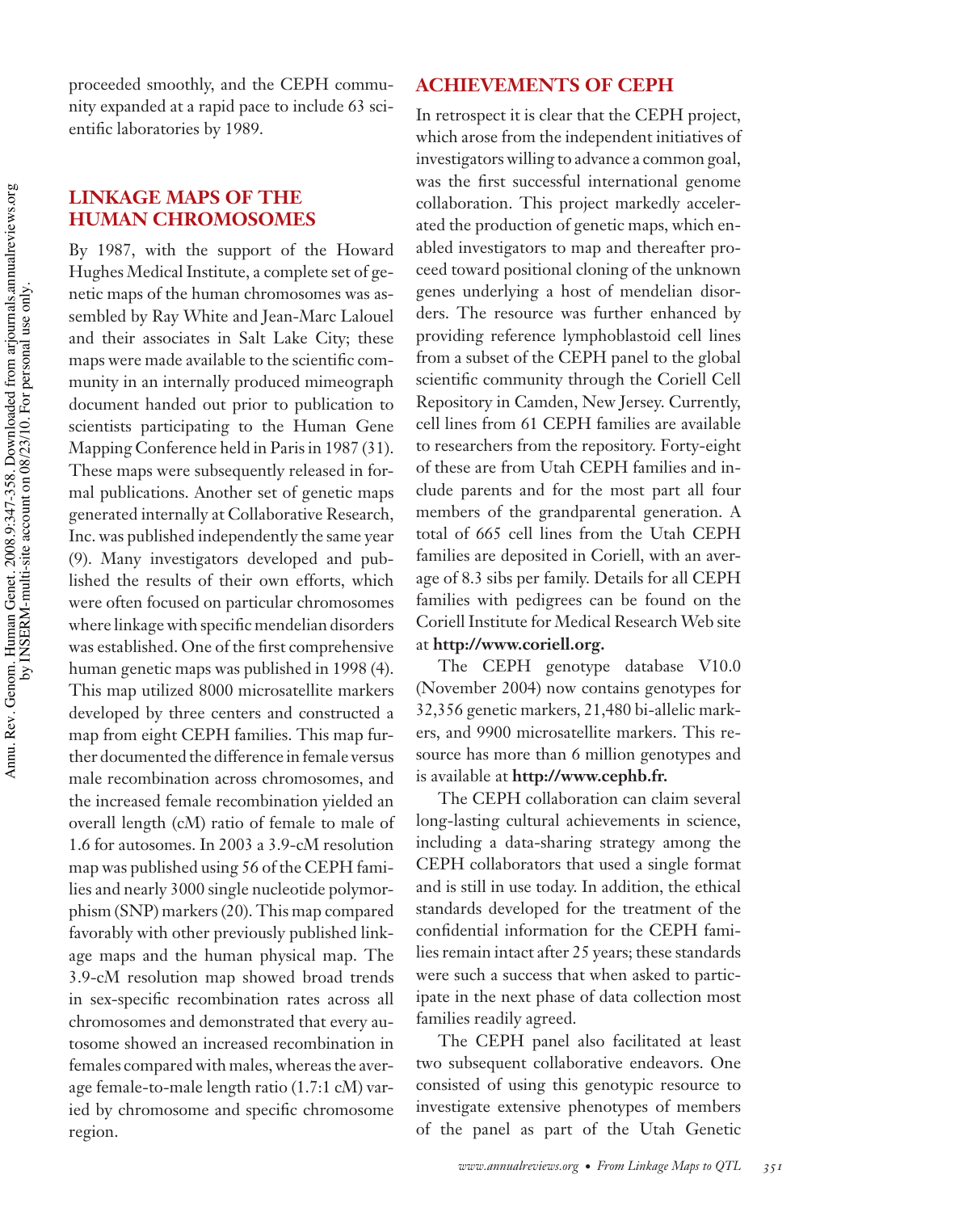proceeded smoothly, and the CEPH community expanded at a rapid pace to include 63 scientific laboratories by 1989.

## LINKAGE MAPS OF THE HUMAN CHROMOSOMES

By 1987, with the support of the Howard Hughes Medical Institute, a complete set of genetic maps of the human chromosomes was assembled by Ray White and Jean-Marc Lalouel and their associates in Salt Lake City; these maps were made available to the scientific community in an internally produced mimeograph document handed out prior to publication to scientists participating to the Human Gene Mapping Conference held in Paris in 1987 (31). These maps were subsequently released in formal publications. Another set of genetic maps generated internally at Collaborative Research, Inc. was published independently the same year (9). Many investigators developed and published the results of their own efforts, which were often focused on particular chromosomes where linkage with specific mendelian disorders was established. One of the first comprehensive human genetic maps was published in 1998 (4). This map utilized 8000 microsatellite markers developed by three centers and constructed a map from eight CEPH families. This map further documented the difference in female versus male recombination across chromosomes, and the increased female recombination yielded an overall length (cM) ratio of female to male of 1.6 for autosomes. In 2003 a 3.9-cM resolution map was published using 56 of the CEPH families and nearly 3000 single nucleotide polymorphism (SNP) markers (20). This map compared favorably with other previously published linkage maps and the human physical map. The 3.9-cM resolution map showed broad trends in sex-specific recombination rates across all chromosomes and demonstrated that every autosome showed an increased recombination in females compared with males, whereas the average female-to-male length ratio (1.7:1 cM) varied by chromosome and specific chromosome region.

## ACHIEVEMENTS OF CEPH

In retrospect it is clear that the CEPH project, which arose from the independent initiatives of investigators willing to advance a common goal, was the first successful international genome collaboration. This project markedly accelerated the production of genetic maps, which enabled investigators to map and thereafter proceed toward positional cloning of the unknown genes underlying a host of mendelian disorders. The resource was further enhanced by providing reference lymphoblastoid cell lines from a subset of the CEPH panel to the global scientific community through the Coriell Cell Repository in Camden, New Jersey. Currently, cell lines from 61 CEPH families are available to researchers from the repository. Forty-eight of these are from Utah CEPH families and include parents and for the most part all four members of the grandparental generation. A total of 665 cell lines from the Utah CEPH families are deposited in Coriell, with an average of 8.3 sibs per family. Details for all CEPH families with pedigrees can be found on the Coriell Institute for Medical Research Web site at **http://www.coriell.org.**

The CEPH genotype database V10.0 (November 2004) now contains genotypes for 32,356 genetic markers, 21,480 bi-allelic markers, and 9900 microsatellite markers. This resource has more than 6 million genotypes and is available at **http://www.cephb.fr.**

The CEPH collaboration can claim several long-lasting cultural achievements in science, including a data-sharing strategy among the CEPH collaborators that used a single format and is still in use today. In addition, the ethical standards developed for the treatment of the confidential information for the CEPH families remain intact after 25 years; these standards were such a success that when asked to participate in the next phase of data collection most families readily agreed.

The CEPH panel also facilitated at least two subsequent collaborative endeavors. One consisted of using this genotypic resource to investigate extensive phenotypes of members of the panel as part of the Utah Genetic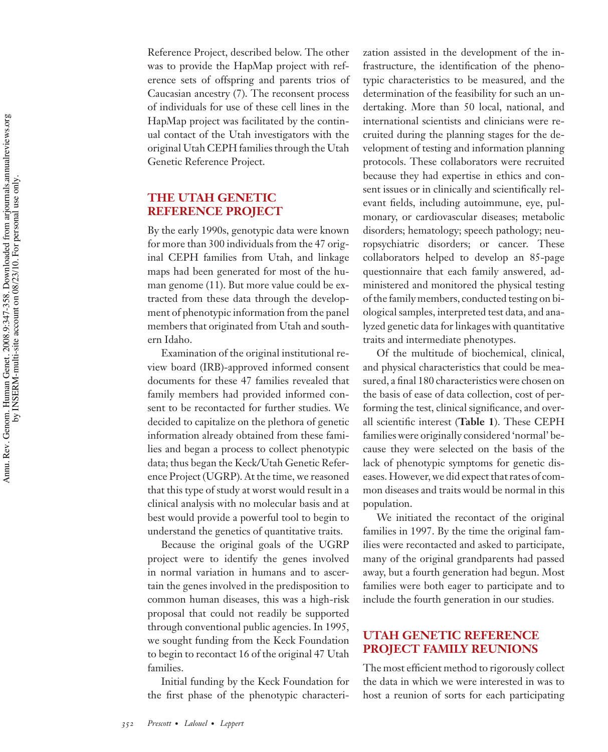Reference Project, described below. The other was to provide the HapMap project with reference sets of offspring and parents trios of Caucasian ancestry (7). The reconsent process of individuals for use of these cell lines in the HapMap project was facilitated by the continual contact of the Utah investigators with the original Utah CEPH families through the Utah Genetic Reference Project.

## THE UTAH GENETIC REFERENCE PROJECT

By the early 1990s, genotypic data were known for more than 300 individuals from the 47 original CEPH families from Utah, and linkage maps had been generated for most of the human genome (11). But more value could be extracted from these data through the development of phenotypic information from the panel members that originated from Utah and southern Idaho.

Examination of the original institutional review board (IRB)-approved informed consent documents for these 47 families revealed that family members had provided informed consent to be recontacted for further studies. We decided to capitalize on the plethora of genetic information already obtained from these families and began a process to collect phenotypic data; thus began the Keck/Utah Genetic Reference Project (UGRP). At the time, we reasoned that this type of study at worst would result in a clinical analysis with no molecular basis and at best would provide a powerful tool to begin to understand the genetics of quantitative traits.

Because the original goals of the UGRP project were to identify the genes involved in normal variation in humans and to ascertain the genes involved in the predisposition to common human diseases, this was a high-risk proposal that could not readily be supported through conventional public agencies. In 1995, we sought funding from the Keck Foundation to begin to recontact 16 of the original 47 Utah families.

Initial funding by the Keck Foundation for the first phase of the phenotypic characterization assisted in the development of the infrastructure, the identification of the phenotypic characteristics to be measured, and the determination of the feasibility for such an undertaking. More than 50 local, national, and international scientists and clinicians were recruited during the planning stages for the development of testing and information planning protocols. These collaborators were recruited because they had expertise in ethics and consent issues or in clinically and scientifically relevant fields, including autoimmune, eye, pulmonary, or cardiovascular diseases; metabolic disorders; hematology; speech pathology; neuropsychiatric disorders; or cancer. These collaborators helped to develop an 85-page questionnaire that each family answered, administered and monitored the physical testing of the family members, conducted testing on biological samples, interpreted test data, and analyzed genetic data for linkages with quantitative traits and intermediate phenotypes.

Of the multitude of biochemical, clinical, and physical characteristics that could be measured, a final 180 characteristics were chosen on the basis of ease of data collection, cost of performing the test, clinical significance, and overall scientific interest (**Table 1**). These CEPH families were originally considered 'normal' because they were selected on the basis of the lack of phenotypic symptoms for genetic diseases. However, we did expect that rates of common diseases and traits would be normal in this population.

We initiated the recontact of the original families in 1997. By the time the original families were recontacted and asked to participate, many of the original grandparents had passed away, but a fourth generation had begun. Most families were both eager to participate and to include the fourth generation in our studies.

## UTAH GENETIC REFERENCE PROJECT FAMILY REUNIONS

The most efficient method to rigorously collect the data in which we were interested in was to host a reunion of sorts for each participating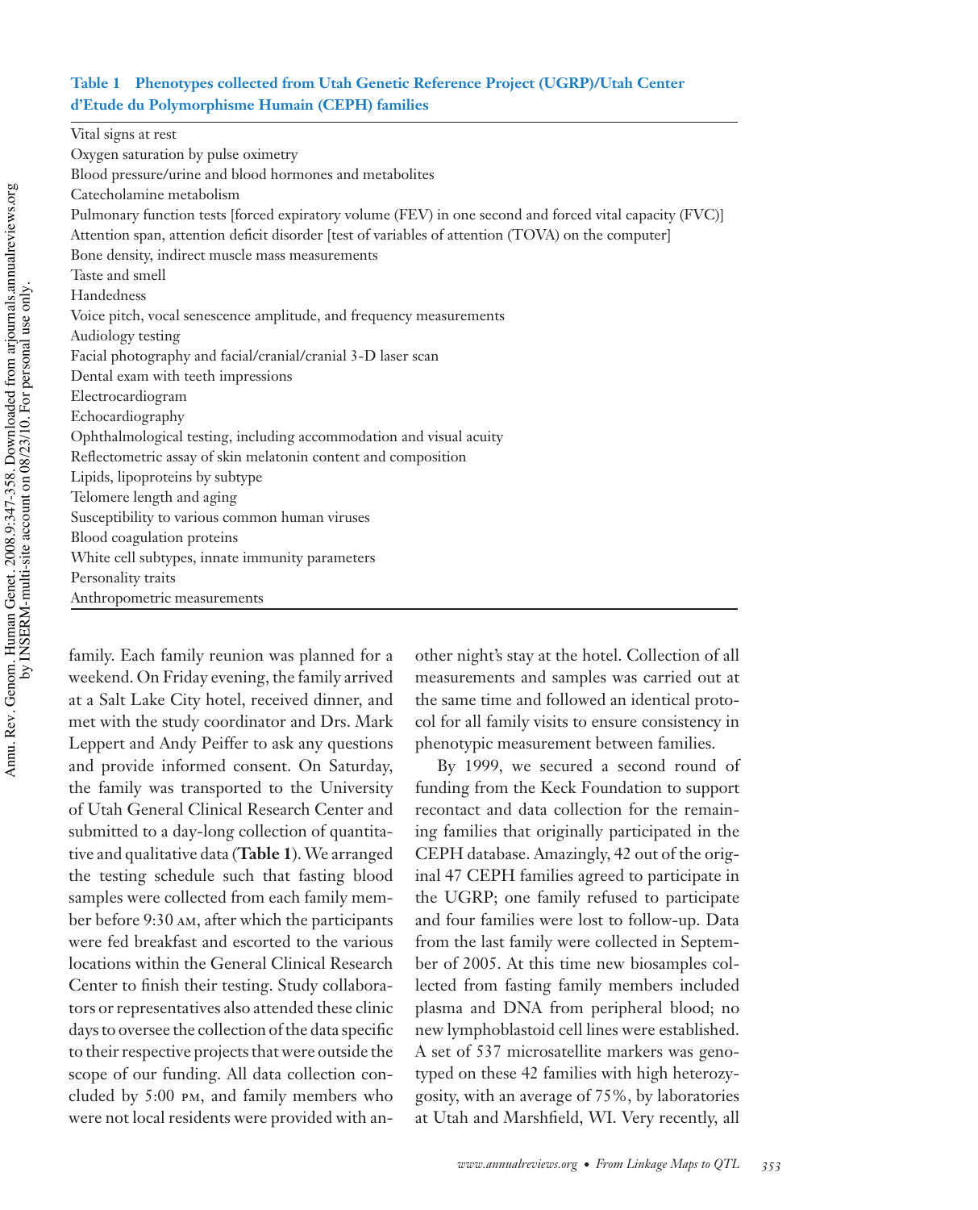**Table 1 Phenotypes collected from Utah Genetic Reference Project (UGRP)/Utah Center d'Etude du Polymorphisme Humain (CEPH) families**

| |
|---|
| Vital signs at rest |
| Oxygen saturation by pulse oximetry |
| Blood pressure/urine and blood hormones and metabolites |
| Catecholamine metabolism |
| Pulmonary function tests [forced expiratory volume (FEV) in one second and forced vital capacity (FVC)] |
| Attention span, attention deficit disorder [test of variables of attention (TOVA) on the computer] |
| Bone density, indirect muscle mass measurements |
| Taste and smell |
| Handedness |
| Voice pitch, vocal senescence amplitude, and frequency measurements |
| Audiology testing |
| Facial photography and facial/cranial/cranial 3-D laser scan |
| Dental exam with teeth impressions |
| Electrocardiogram |
| Echocardiography |
| Ophthalmological testing, including accommodation and visual acuity |
| Reflectometric assay of skin melatonin content and composition |
| Lipids, lipoproteins by subtype |
| Telomere length and aging |
| Susceptibility to various common human viruses |
| Blood coagulation proteins |
| White cell subtypes, innate immunity parameters |
| Personality traits |
| Anthropometric measurements |

family. Each family reunion was planned for a weekend. On Friday evening, the family arrived at a Salt Lake City hotel, received dinner, and met with the study coordinator and Drs. Mark Leppert and Andy Peiffer to ask any questions and provide informed consent. On Saturday, the family was transported to the University of Utah General Clinical Research Center and submitted to a day-long collection of quantitative and qualitative data (**Table 1**). We arranged the testing schedule such that fasting blood samples were collected from each family member before 9:30 AM, after which the participants were fed breakfast and escorted to the various locations within the General Clinical Research Center to finish their testing. Study collaborators or representatives also attended these clinic days to oversee the collection of the data specific to their respective projects that were outside the scope of our funding. All data collection concluded by 5:00 PM, and family members who were not local residents were provided with another night's stay at the hotel. Collection of all measurements and samples was carried out at the same time and followed an identical protocol for all family visits to ensure consistency in phenotypic measurement between families.

By 1999, we secured a second round of funding from the Keck Foundation to support recontact and data collection for the remaining families that originally participated in the CEPH database. Amazingly, 42 out of the original 47 CEPH families agreed to participate in the UGRP; one family refused to participate and four families were lost to follow-up. Data from the last family were collected in September of 2005. At this time new biosamples collected from fasting family members included plasma and DNA from peripheral blood; no new lymphoblastoid cell lines were established. A set of 537 microsatellite markers was genotyped on these 42 families with high heterozygosity, with an average of 75%, by laboratories at Utah and Marshfield, WI. Very recently, all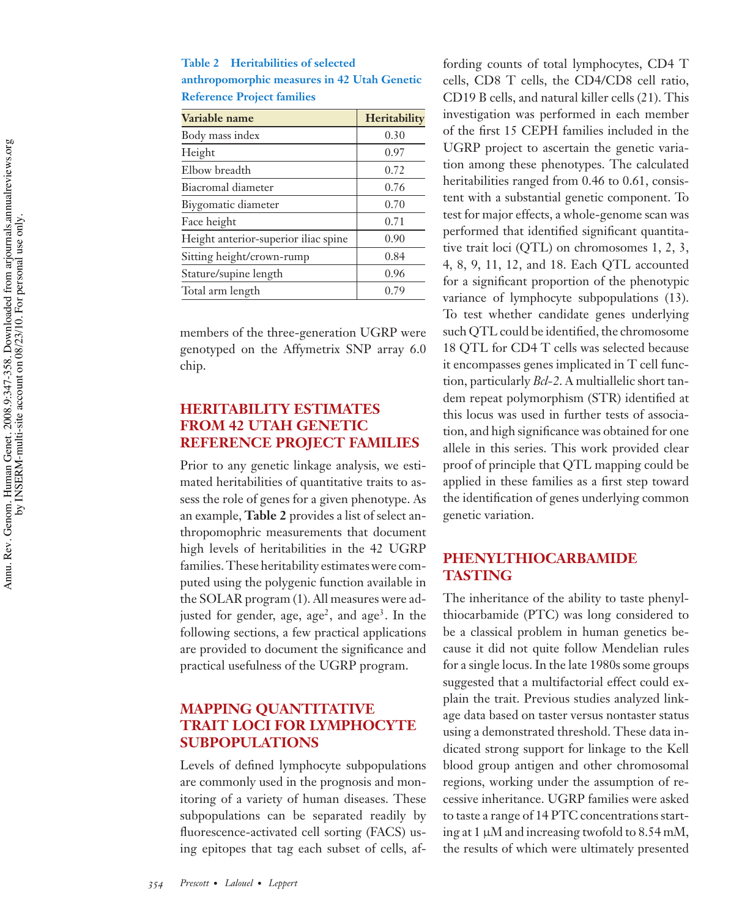**Table 2 Heritabilities of selected anthropomorphic measures in 42 Utah Genetic Reference Project families**

| Variable name | Heritability |
|---|---|
| Body mass index | 0.30 |
| Height | 0.97 |
| Elbow breadth | 0.72 |
| Biacromal diameter | 0.76 |
| Biygomatic diameter | 0.70 |
| Face height | 0.71 |
| Height anterior-superior iliac spine | 0.90 |
| Sitting height/crown-rump | 0.84 |
| Stature/supine length | 0.96 |
| Total arm length | 0.79 |

members of the three-generation UGRP were genotyped on the Affymetrix SNP array 6.0 chip.

## HERITABILITY ESTIMATES FROM 42 UTAH GENETIC REFERENCE PROJECT FAMILIES

Prior to any genetic linkage analysis, we estimated heritabilities of quantitative traits to assess the role of genes for a given phenotype. As an example, **Table 2** provides a list of select anthropomophric measurements that document high levels of heritabilities in the 42 UGRP families. These heritability estimates were computed using the polygenic function available in the SOLAR program (1). All measures were adjusted for gender, age, age$^2$, and age$^3$. In the following sections, a few practical applications are provided to document the significance and practical usefulness of the UGRP program.

## MAPPING QUANTITATIVE TRAIT LOCI FOR LYMPHOCYTE SUBPOPULATIONS

Levels of defined lymphocyte subpopulations are commonly used in the prognosis and monitoring of a variety of human diseases. These subpopulations can be separated readily by fluorescence-activated cell sorting (FACS) using epitopes that tag each subset of cells, affording counts of total lymphocytes, CD4 T cells, CD8 T cells, the CD4/CD8 cell ratio, CD19 B cells, and natural killer cells (21). This investigation was performed in each member of the first 15 CEPH families included in the UGRP project to ascertain the genetic variation among these phenotypes. The calculated heritabilities ranged from 0.46 to 0.61, consistent with a substantial genetic component. To test for major effects, a whole-genome scan was performed that identified significant quantitative trait loci (QTL) on chromosomes 1, 2, 3, 4, 8, 9, 11, 12, and 18. Each QTL accounted for a significant proportion of the phenotypic variance of lymphocyte subpopulations (13). To test whether candidate genes underlying such QTL could be identified, the chromosome 18 QTL for CD4 T cells was selected because it encompasses genes implicated in T cell function, particularly *Bcl-2*. A multiallelic short tandem repeat polymorphism (STR) identified at this locus was used in further tests of association, and high significance was obtained for one allele in this series. This work provided clear proof of principle that QTL mapping could be applied in these families as a first step toward the identification of genes underlying common genetic variation.

## PHENYLTHIOCARBAMIDE TASTING

The inheritance of the ability to taste phenylthiocarbamide (PTC) was long considered to be a classical problem in human genetics because it did not quite follow Mendelian rules for a single locus. In the late 1980s some groups suggested that a multifactorial effect could explain the trait. Previous studies analyzed linkage data based on taster versus nontaster status using a demonstrated threshold. These data indicated strong support for linkage to the Kell blood group antigen and other chromosomal regions, working under the assumption of recessive inheritance. UGRP families were asked to taste a range of 14 PTC concentrations starting at 1 μM and increasing twofold to 8.54 mM, the results of which were ultimately presented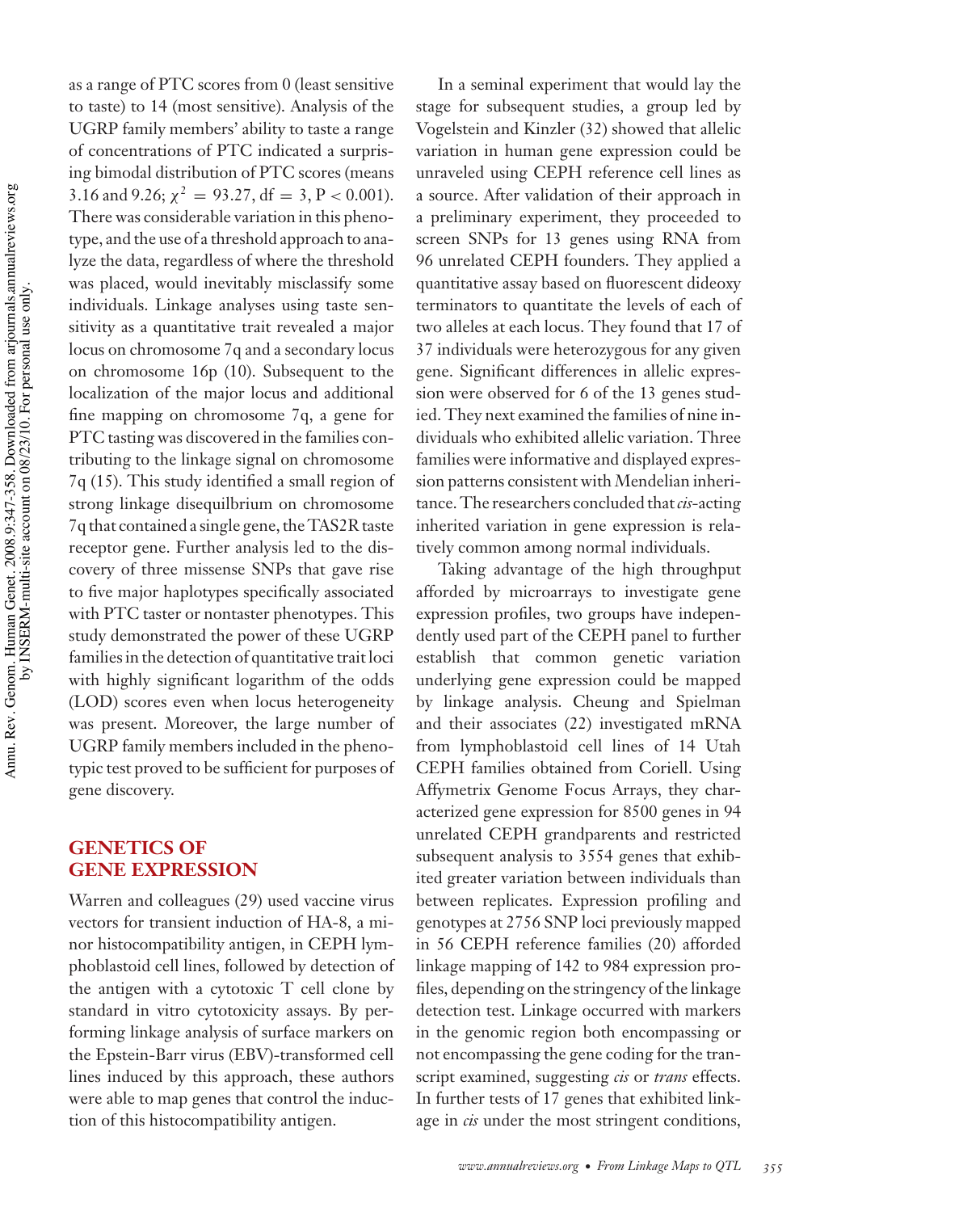as a range of PTC scores from 0 (least sensitive to taste) to 14 (most sensitive). Analysis of the UGRP family members' ability to taste a range of concentrations of PTC indicated a surprising bimodal distribution of PTC scores (means 3.16 and 9.26; $\chi^2 = 93.27$, df = 3, $P < 0.001$). There was considerable variation in this phenotype, and the use of a threshold approach to analyze the data, regardless of where the threshold was placed, would inevitably misclassify some individuals. Linkage analyses using taste sensitivity as a quantitative trait revealed a major locus on chromosome 7q and a secondary locus on chromosome 16p (10). Subsequent to the localization of the major locus and additional fine mapping on chromosome 7q, a gene for PTC tasting was discovered in the families contributing to the linkage signal on chromosome 7q (15). This study identified a small region of strong linkage disequilbrium on chromosome 7q that contained a single gene, the TAS2R taste receptor gene. Further analysis led to the discovery of three missense SNPs that gave rise to five major haplotypes specifically associated with PTC taster or nontaster phenotypes. This study demonstrated the power of these UGRP families in the detection of quantitative trait loci with highly significant logarithm of the odds (LOD) scores even when locus heterogeneity was present. Moreover, the large number of UGRP family members included in the phenotypic test proved to be sufficient for purposes of gene discovery.

## GENETICS OF GENE EXPRESSION

Warren and colleagues (29) used vaccine virus vectors for transient induction of HA-8, a minor histocompatibility antigen, in CEPH lymphoblastoid cell lines, followed by detection of the antigen with a cytotoxic T cell clone by standard in vitro cytotoxicity assays. By performing linkage analysis of surface markers on the Epstein-Barr virus (EBV)-transformed cell lines induced by this approach, these authors were able to map genes that control the induction of this histocompatibility antigen.

In a seminal experiment that would lay the stage for subsequent studies, a group led by Vogelstein and Kinzler (32) showed that allelic variation in human gene expression could be unraveled using CEPH reference cell lines as a source. After validation of their approach in a preliminary experiment, they proceeded to screen SNPs for 13 genes using RNA from 96 unrelated CEPH founders. They applied a quantitative assay based on fluorescent dideoxy terminators to quantitate the levels of each of two alleles at each locus. They found that 17 of 37 individuals were heterozygous for any given gene. Significant differences in allelic expression were observed for 6 of the 13 genes studied. They next examined the families of nine individuals who exhibited allelic variation. Three families were informative and displayed expression patterns consistent with Mendelian inheritance. The researchers concluded that *cis*-acting inherited variation in gene expression is relatively common among normal individuals.

Taking advantage of the high throughput afforded by microarrays to investigate gene expression profiles, two groups have independently used part of the CEPH panel to further establish that common genetic variation underlying gene expression could be mapped by linkage analysis. Cheung and Spielman and their associates (22) investigated mRNA from lymphoblastoid cell lines of 14 Utah CEPH families obtained from Coriell. Using Affymetrix Genome Focus Arrays, they characterized gene expression for 8500 genes in 94 unrelated CEPH grandparents and restricted subsequent analysis to 3554 genes that exhibited greater variation between individuals than between replicates. Expression profiling and genotypes at 2756 SNP loci previously mapped in 56 CEPH reference families (20) afforded linkage mapping of 142 to 984 expression profiles, depending on the stringency of the linkage detection test. Linkage occurred with markers in the genomic region both encompassing or not encompassing the gene coding for the transcript examined, suggesting *cis* or *trans* effects. In further tests of 17 genes that exhibited linkage in *cis* under the most stringent conditions,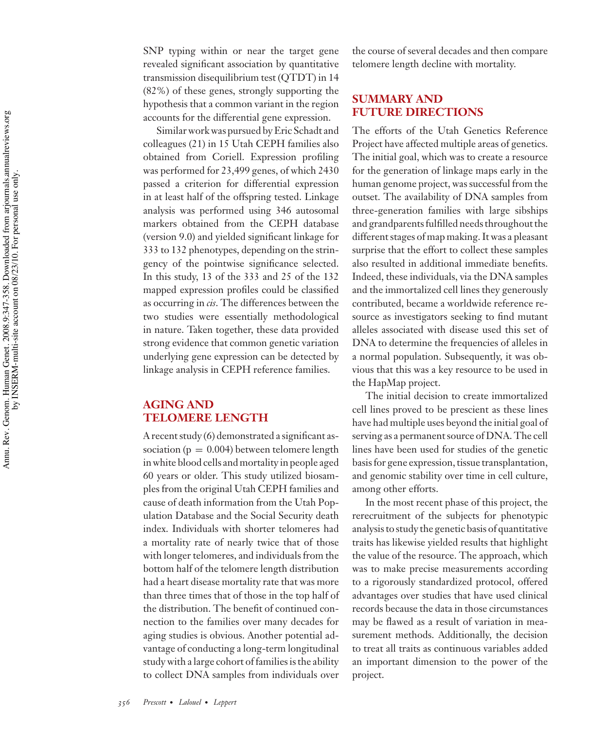SNP typing within or near the target gene revealed significant association by quantitative transmission disequilibrium test (QTDT) in 14 (82%) of these genes, strongly supporting the hypothesis that a common variant in the region accounts for the differential gene expression.

Similar work was pursued by Eric Schadt and colleagues (21) in 15 Utah CEPH families also obtained from Coriell. Expression profiling was performed for 23,499 genes, of which 2430 passed a criterion for differential expression in at least half of the offspring tested. Linkage analysis was performed using 346 autosomal markers obtained from the CEPH database (version 9.0) and yielded significant linkage for 333 to 132 phenotypes, depending on the stringency of the pointwise significance selected. In this study, 13 of the 333 and 25 of the 132 mapped expression profiles could be classified as occurring in *cis*. The differences between the two studies were essentially methodological in nature. Taken together, these data provided strong evidence that common genetic variation underlying gene expression can be detected by linkage analysis in CEPH reference families.

## AGING AND TELOMERE LENGTH

A recent study (6) demonstrated a significant association ($p = 0.004$) between telomere length in white blood cells and mortality in people aged 60 years or older. This study utilized biosamples from the original Utah CEPH families and cause of death information from the Utah Population Database and the Social Security death index. Individuals with shorter telomeres had a mortality rate of nearly twice that of those with longer telomeres, and individuals from the bottom half of the telomere length distribution had a heart disease mortality rate that was more than three times that of those in the top half of the distribution. The benefit of continued connection to the families over many decades for aging studies is obvious. Another potential advantage of conducting a long-term longitudinal study with a large cohort of families is the ability to collect DNA samples from individuals over the course of several decades and then compare telomere length decline with mortality.

## SUMMARY AND FUTURE DIRECTIONS

The efforts of the Utah Genetics Reference Project have affected multiple areas of genetics. The initial goal, which was to create a resource for the generation of linkage maps early in the human genome project, was successful from the outset. The availability of DNA samples from three-generation families with large sibships and grandparents fulfilled needs throughout the different stages of map making. It was a pleasant surprise that the effort to collect these samples also resulted in additional immediate benefits. Indeed, these individuals, via the DNA samples and the immortalized cell lines they generously contributed, became a worldwide reference resource as investigators seeking to find mutant alleles associated with disease used this set of DNA to determine the frequencies of alleles in a normal population. Subsequently, it was obvious that this was a key resource to be used in the HapMap project.

The initial decision to create immortalized cell lines proved to be prescient as these lines have had multiple uses beyond the initial goal of serving as a permanent source of DNA. The cell lines have been used for studies of the genetic basis for gene expression, tissue transplantation, and genomic stability over time in cell culture, among other efforts.

In the most recent phase of this project, the rerecruitment of the subjects for phenotypic analysis to study the genetic basis of quantitative traits has likewise yielded results that highlight the value of the resource. The approach, which was to make precise measurements according to a rigorously standardized protocol, offered advantages over studies that have used clinical records because the data in those circumstances may be flawed as a result of variation in measurement methods. Additionally, the decision to treat all traits as continuous variables added an important dimension to the power of the project.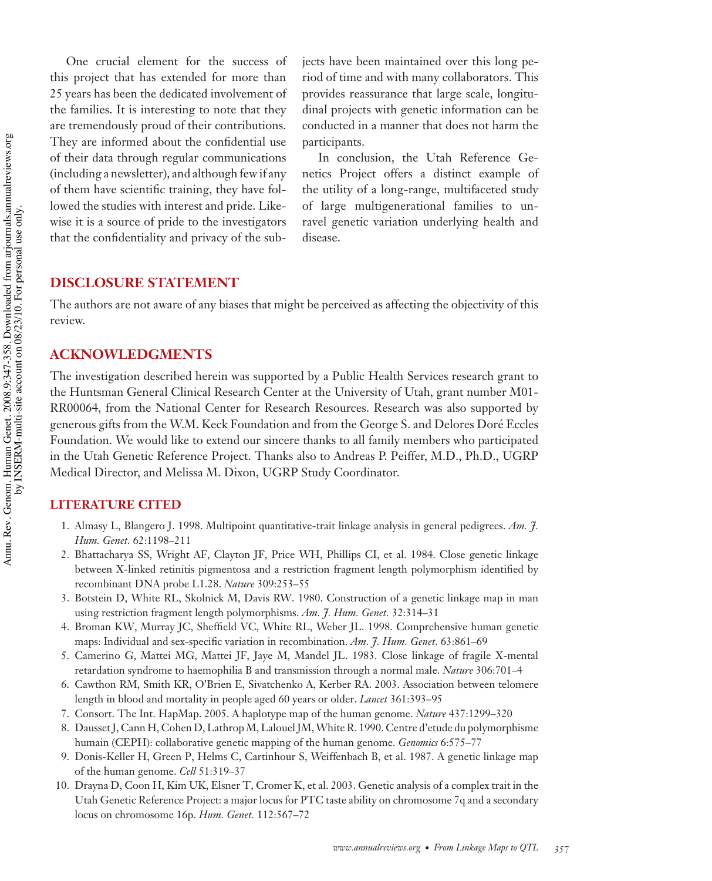One crucial element for the success of this project that has extended for more than 25 years has been the dedicated involvement of the families. It is interesting to note that they are tremendously proud of their contributions. They are informed about the confidential use of their data through regular communications (including a newsletter), and although few if any of them have scientific training, they have followed the studies with interest and pride. Likewise it is a source of pride to the investigators that the confidentiality and privacy of the subjects have been maintained over this long period of time and with many collaborators. This provides reassurance that large scale, longitudinal projects with genetic information can be conducted in a manner that does not harm the participants.

In conclusion, the Utah Reference Genetics Project offers a distinct example of the utility of a long-range, multifaceted study of large multigenerational families to unravel genetic variation underlying health and disease.

## DISCLOSURE STATEMENT

The authors are not aware of any biases that might be perceived as affecting the objectivity of this review.

## ACKNOWLEDGMENTS

The investigation described herein was supported by a Public Health Services research grant to the Huntsman General Clinical Research Center at the University of Utah, grant number M01-RR00064, from the National Center for Research Resources. Research was also supported by generous gifts from the W.M. Keck Foundation and from the George S. and Delores Doré Eccles Foundation. We would like to extend our sincere thanks to all family members who participated in the Utah Genetic Reference Project. Thanks also to Andreas P. Peiffer, M.D., Ph.D., UGRP Medical Director, and Melissa M. Dixon, UGRP Study Coordinator.

## LITERATURE CITED

1. Almasy L, Blangero J. 1998. Multipoint quantitative-trait linkage analysis in general pedigrees. *Am. J. Hum. Genet.* 62:1198–211
2. Bhattacharya SS, Wright AF, Clayton JF, Price WH, Phillips CI, et al. 1984. Close genetic linkage between X-linked retinitis pigmentosa and a restriction fragment length polymorphism identified by recombinant DNA probe L1.28. *Nature* 309:253–55
3. Botstein D, White RL, Skolnick M, Davis RW. 1980. Construction of a genetic linkage map in man using restriction fragment length polymorphisms. *Am. J. Hum. Genet.* 32:314–31
4. Broman KW, Murray JC, Sheffield VC, White RL, Weber JL. 1998. Comprehensive human genetic maps: Individual and sex-specific variation in recombination. *Am. J. Hum. Genet.* 63:861–69
5. Camerino G, Mattei MG, Mattei JF, Jaye M, Mandel JL. 1983. Close linkage of fragile X-mental retardation syndrome to haemophilia B and transmission through a normal male. *Nature* 306:701–4
6. Cawthon RM, Smith KR, O'Brien E, Sivatchenko A, Kerber RA. 2003. Association between telomere length in blood and mortality in people aged 60 years or older. *Lancet* 361:393–95
7. Consort. The Int. HapMap. 2005. A haplotype map of the human genome. *Nature* 437:1299–320
8. Dausset J, Cann H, Cohen D, Lathrop M, Lalouel JM, White R. 1990. Centre d'etude du polymorphisme humain (CEPH): collaborative genetic mapping of the human genome. *Genomics* 6:575–77
9. Donis-Keller H, Green P, Helms C, Cartinhour S, Weiffenbach B, et al. 1987. A genetic linkage map of the human genome. *Cell* 51:319–37
10. Drayna D, Coon H, Kim UK, Elsner T, Cromer K, et al. 2003. Genetic analysis of a complex trait in the Utah Genetic Reference Project: a major locus for PTC taste ability on chromosome 7q and a secondary locus on chromosome 16p. *Hum. Genet.* 112:567–72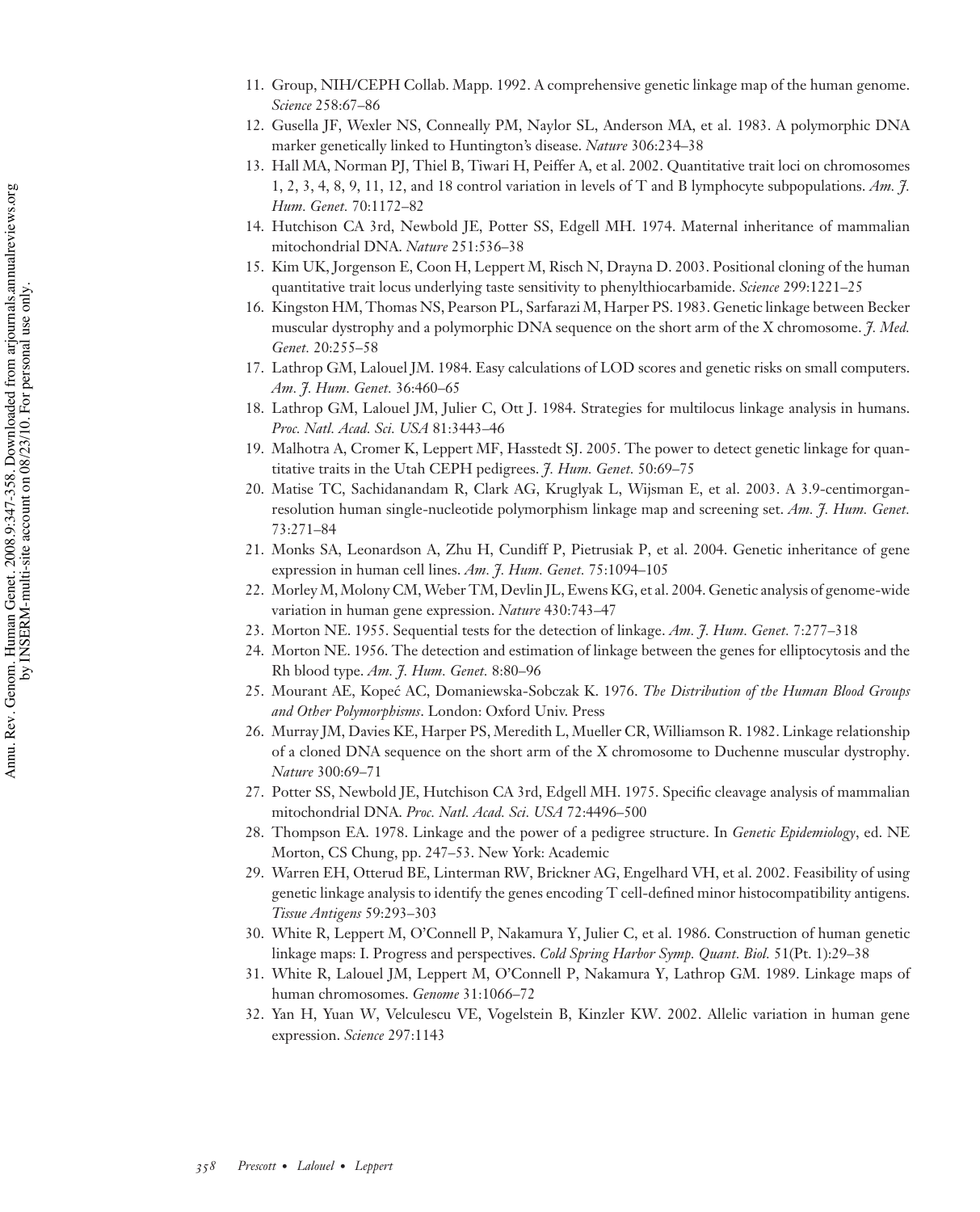11. Group, NIH/CEPH Collab. Mapp. 1992. A comprehensive genetic linkage map of the human genome. *Science* 258:67–86
12. Gusella JF, Wexler NS, Conneally PM, Naylor SL, Anderson MA, et al. 1983. A polymorphic DNA marker genetically linked to Huntington's disease. *Nature* 306:234–38
13. Hall MA, Norman PJ, Thiel B, Tiwari H, Peiffer A, et al. 2002. Quantitative trait loci on chromosomes 1, 2, 3, 4, 8, 9, 11, 12, and 18 control variation in levels of T and B lymphocyte subpopulations. *Am. J. Hum. Genet.* 70:1172–82
14. Hutchison CA 3rd, Newbold JE, Potter SS, Edgell MH. 1974. Maternal inheritance of mammalian mitochondrial DNA. *Nature* 251:536–38
15. Kim UK, Jorgenson E, Coon H, Leppert M, Risch N, Drayna D. 2003. Positional cloning of the human quantitative trait locus underlying taste sensitivity to phenylthiocarbamide. *Science* 299:1221–25
16. Kingston HM, Thomas NS, Pearson PL, Sarfarazi M, Harper PS. 1983. Genetic linkage between Becker muscular dystrophy and a polymorphic DNA sequence on the short arm of the X chromosome. *J. Med. Genet.* 20:255–58
17. Lathrop GM, Lalouel JM. 1984. Easy calculations of LOD scores and genetic risks on small computers. *Am. J. Hum. Genet.* 36:460–65
18. Lathrop GM, Lalouel JM, Julier C, Ott J. 1984. Strategies for multilocus linkage analysis in humans. *Proc. Natl. Acad. Sci. USA* 81:3443–46
19. Malhotra A, Cromer K, Leppert MF, Hasstedt SJ. 2005. The power to detect genetic linkage for quantitative traits in the Utah CEPH pedigrees. *J. Hum. Genet.* 50:69–75
20. Matise TC, Sachidanandam R, Clark AG, Kruglyak L, Wijsman E, et al. 2003. A 3.9-centimorgan-resolution human single-nucleotide polymorphism linkage map and screening set. *Am. J. Hum. Genet.* 73:271–84
21. Monks SA, Leonardson A, Zhu H, Cundiff P, Pietrusiak P, et al. 2004. Genetic inheritance of gene expression in human cell lines. *Am. J. Hum. Genet.* 75:1094–105
22. Morley M, Molony CM, Weber TM, Devlin JL, Ewens KG, et al. 2004. Genetic analysis of genome-wide variation in human gene expression. *Nature* 430:743–47
23. Morton NE. 1955. Sequential tests for the detection of linkage. *Am. J. Hum. Genet.* 7:277–318
24. Morton NE. 1956. The detection and estimation of linkage between the genes for elliptocytosis and the Rh blood type. *Am. J. Hum. Genet.* 8:80–96
25. Mourant AE, Kopeć AC, Domaniewska-Sobczak K. 1976. *The Distribution of the Human Blood Groups and Other Polymorphisms*. London: Oxford Univ. Press
26. Murray JM, Davies KE, Harper PS, Meredith L, Mueller CR, Williamson R. 1982. Linkage relationship of a cloned DNA sequence on the short arm of the X chromosome to Duchenne muscular dystrophy. *Nature* 300:69–71
27. Potter SS, Newbold JE, Hutchison CA 3rd, Edgell MH. 1975. Specific cleavage analysis of mammalian mitochondrial DNA. *Proc. Natl. Acad. Sci. USA* 72:4496–500
28. Thompson EA. 1978. Linkage and the power of a pedigree structure. In *Genetic Epidemiology*, ed. NE Morton, CS Chung, pp. 247–53. New York: Academic
29. Warren EH, Otterud BE, Linterman RW, Brickner AG, Engelhard VH, et al. 2002. Feasibility of using genetic linkage analysis to identify the genes encoding T cell-defined minor histocompatibility antigens. *Tissue Antigens* 59:293–303
30. White R, Leppert M, O'Connell P, Nakamura Y, Julier C, et al. 1986. Construction of human genetic linkage maps: I. Progress and perspectives. *Cold Spring Harbor Symp. Quant. Biol.* 51(Pt. 1):29–38
31. White R, Lalouel JM, Leppert M, O'Connell P, Nakamura Y, Lathrop GM. 1989. Linkage maps of human chromosomes. *Genome* 31:1066–72
32. Yan H, Yuan W, Velculescu VE, Vogelstein B, Kinzler KW. 2002. Allelic variation in human gene expression. *Science* 297:1143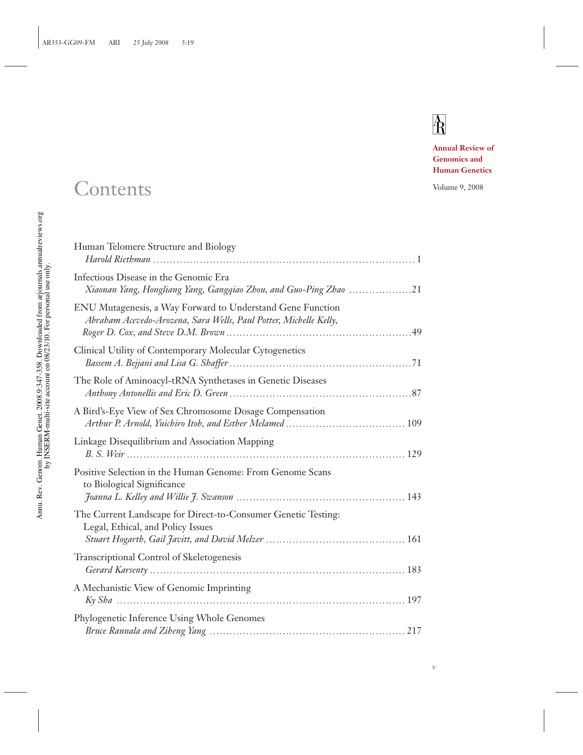**Annual Review of Genomics and Human Genetics**

Volume 9, 2008

# Contents

Human Telomere Structure and Biology
*Harold Riethman* .......... 1

Infectious Disease in the Genomic Era
*Xiaonan Yang, Hongliang Yang, Gangqiao Zhou, and Guo-Ping Zhao* .......... 21

ENU Mutagenesis, a Way Forward to Understand Gene Function
*Abraham Acevedo-Arozena, Sara Wells, Paul Potter, Michelle Kelly, Roger D. Cox, and Steve D.M. Brown* .......... 49

Clinical Utility of Contemporary Molecular Cytogenetics
*Bassem A. Bejjani and Lisa G. Shaffer* .......... 71

The Role of Aminoacyl-tRNA Synthetases in Genetic Diseases
*Anthony Antonellis and Eric D. Green* .......... 87

A Bird's-Eye View of Sex Chromosome Dosage Compensation
*Arthur P. Arnold, Yuichiro Itoh, and Esther Melamed* .......... 109

Linkage Disequilibrium and Association Mapping
*B. S. Weir* .......... 129

Positive Selection in the Human Genome: From Genome Scans to Biological Significance
*Joanna L. Kelley and Willie J. Swanson* .......... 143

The Current Landscape for Direct-to-Consumer Genetic Testing: Legal, Ethical, and Policy Issues
*Stuart Hogarth, Gail Javitt, and David Melzer* .......... 161

Transcriptional Control of Skeletogenesis
*Gerard Karsenty* .......... 183

A Mechanistic View of Genomic Imprinting
*Ky Sha* .......... 197

Phylogenetic Inference Using Whole Genomes
*Bruce Rannala and Ziheng Yang* .......... 217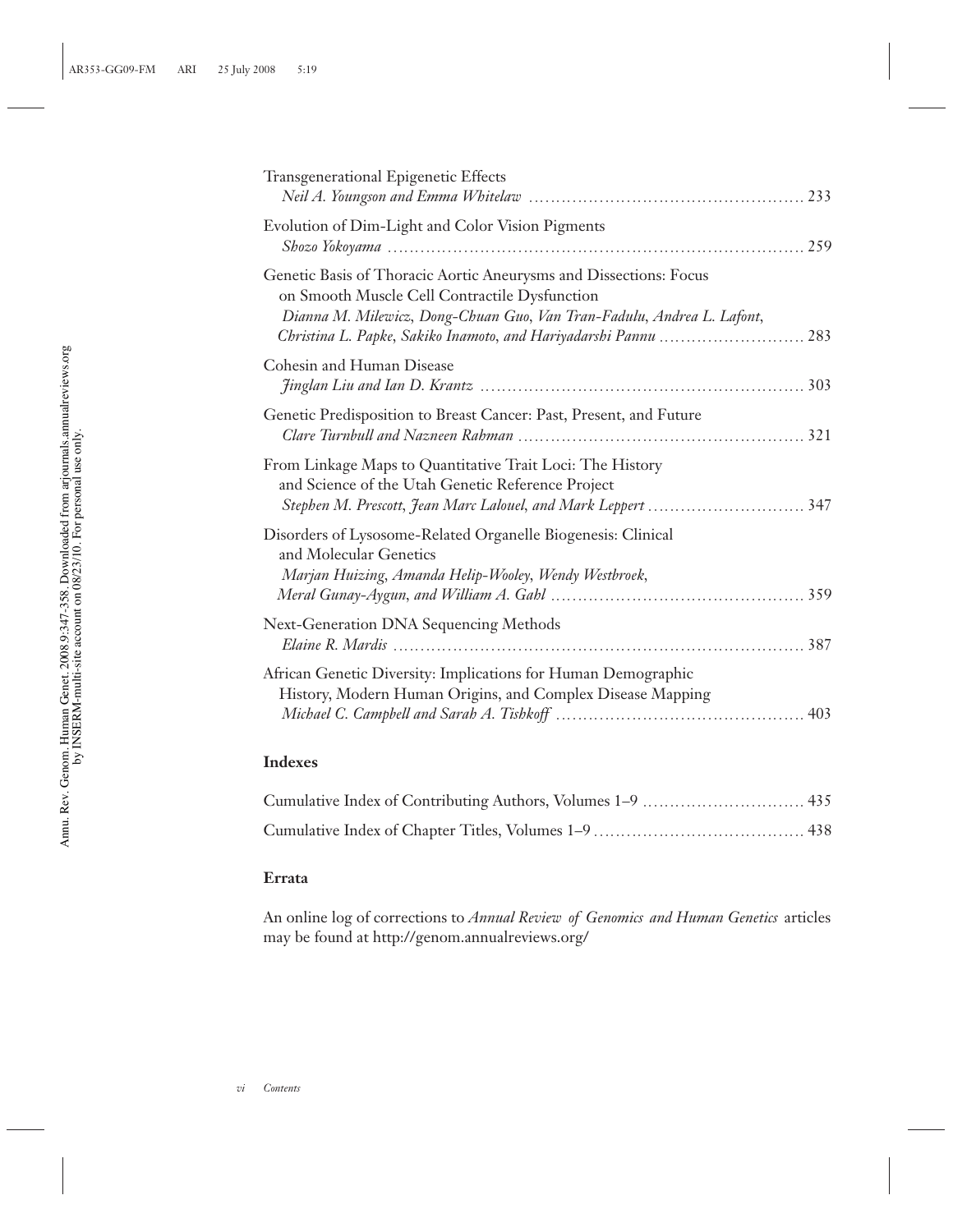Transgenerational Epigenetic Effects
*Neil A. Youngson and Emma Whitelaw* ........ 233

Evolution of Dim-Light and Color Vision Pigments
*Shozo Yokoyama* ........ 259

Genetic Basis of Thoracic Aortic Aneurysms and Dissections: Focus on Smooth Muscle Cell Contractile Dysfunction
*Dianna M. Milewicz, Dong-Chuan Guo, Van Tran-Fadulu, Andrea L. Lafont, Christina L. Papke, Sakiko Inamoto, and Hariyadarshi Pannu* ........ 283

Cohesin and Human Disease
*Jinglan Liu and Ian D. Krantz* ........ 303

Genetic Predisposition to Breast Cancer: Past, Present, and Future
*Clare Turnbull and Nazneen Rahman* ........ 321

From Linkage Maps to Quantitative Trait Loci: The History and Science of the Utah Genetic Reference Project
*Stephen M. Prescott, Jean Marc Lalouel, and Mark Leppert* ........ 347

Disorders of Lysosome-Related Organelle Biogenesis: Clinical and Molecular Genetics
*Marjan Huizing, Amanda Helip-Wooley, Wendy Westbroek, Meral Gunay-Aygun, and William A. Gahl* ........ 359

Next-Generation DNA Sequencing Methods
*Elaine R. Mardis* ........ 387

African Genetic Diversity: Implications for Human Demographic History, Modern Human Origins, and Complex Disease Mapping
*Michael C. Campbell and Sarah A. Tishkoff* ........ 403

## Indexes

Cumulative Index of Contributing Authors, Volumes 1–9 ........ 435

Cumulative Index of Chapter Titles, Volumes 1–9 ........ 438

## Errata

An online log of corrections to *Annual Review of Genomics and Human Genetics* articles may be found at http://genom.annualreviews.org/